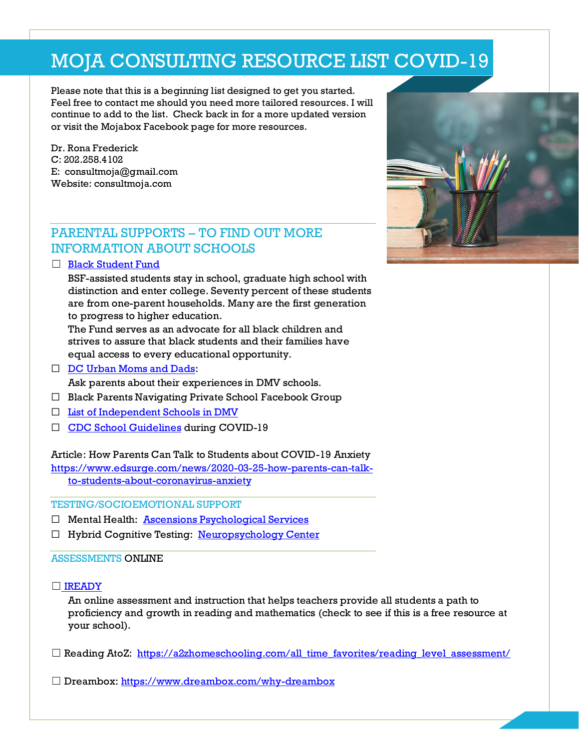# MOJA CONSULTING RESOURCE LIST COVID-19

Please note that this is a beginning list designed to get you started. Feel free to contact me should you need more tailored resources. I will continue to add to the list. Check back in for a more updated version or visit the Mojabox Facebook page for more resources.

Dr. Rona Frederick
C: 202.258.4102
E: consultmoja@gmail.com
Website: consultmoja.com

## PARENTAL SUPPORTS – TO FIND OUT MORE INFORMATION ABOUT SCHOOLS

- ☐ Black Student Fund

  BSF-assisted students stay in school, graduate high school with distinction and enter college. Seventy percent of these students are from one-parent households. Many are the first generation to progress to higher education.

  The Fund serves as an advocate for all black children and strives to assure that black students and their families have equal access to every educational opportunity.
- ☐ DC Urban Moms and Dads:

  Ask parents about their experiences in DMV schools.
- ☐ Black Parents Navigating Private School Facebook Group
- ☐ List of Independent Schools in DMV
- ☐ CDC School Guidelines during COVID-19

Article: How Parents Can Talk to Students about COVID-19 Anxiety
https://www.edsurge.com/news/2020-03-25-how-parents-can-talk-to-students-about-coronavirus-anxiety

## TESTING/SOCIOEMOTIONAL SUPPORT

- ☐ Mental Health: Ascensions Psychological Services
- ☐ Hybrid Cognitive Testing: Neuropsychology Center

## ASSESSMENTS ONLINE

- ☐ IREADY

  An online assessment and instruction that helps teachers provide all students a path to proficiency and growth in reading and mathematics (check to see if this is a free resource at your school).

- ☐ Reading AtoZ: https://a2zhomeschooling.com/all_time_favorites/reading_level_assessment/

- ☐ Dreambox: https://www.dreambox.com/why-dreambox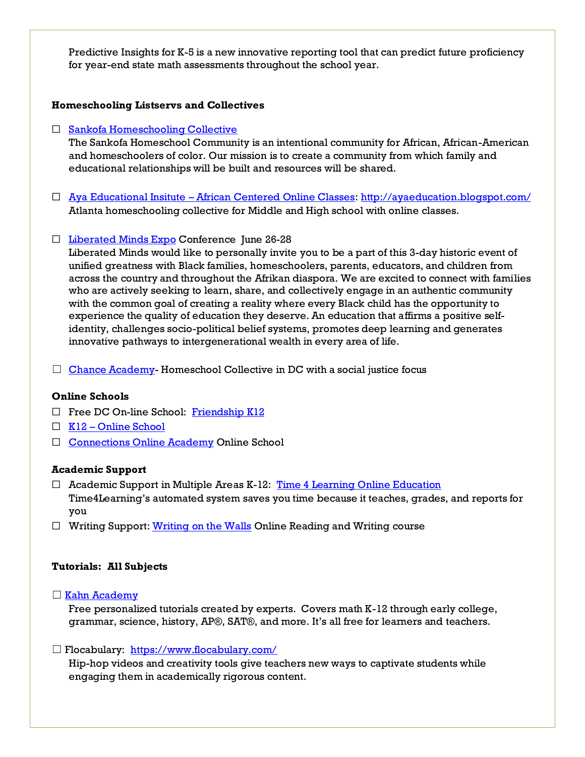Predictive Insights for K-5 is a new innovative reporting tool that can predict future proficiency for year-end state math assessments throughout the school year.

**Homeschooling Listservs and Collectives**

☐ Sankofa Homeschooling Collective
The Sankofa Homeschool Community is an intentional community for African, African-American and homeschoolers of color. Our mission is to create a community from which family and educational relationships will be built and resources will be shared.

☐ Aya Educational Insitute – African Centered Online Classes: http://ayaeducation.blogspot.com/
Atlanta homeschooling collective for Middle and High school with online classes.

☐ Liberated Minds Expo Conference June 26-28
Liberated Minds would like to personally invite you to be a part of this 3-day historic event of unified greatness with Black families, homeschoolers, parents, educators, and children from across the country and throughout the Afrikan diaspora. We are excited to connect with families who are actively seeking to learn, share, and collectively engage in an authentic community with the common goal of creating a reality where every Black child has the opportunity to experience the quality of education they deserve. An education that affirms a positive self-identity, challenges socio-political belief systems, promotes deep learning and generates innovative pathways to intergenerational wealth in every area of life.

☐ Chance Academy- Homeschool Collective in DC with a social justice focus

**Online Schools**

☐ Free DC On-line School: Friendship K12
☐ K12 – Online School
☐ Connections Online Academy Online School

**Academic Support**

☐ Academic Support in Multiple Areas K-12: Time 4 Learning Online Education
Time4Learning's automated system saves you time because it teaches, grades, and reports for you
☐ Writing Support: Writing on the Walls Online Reading and Writing course

**Tutorials: All Subjects**

☐ Kahn Academy
Free personalized tutorials created by experts. Covers math K-12 through early college, grammar, science, history, AP®, SAT®, and more. It's all free for learners and teachers.

☐ Flocabulary: https://www.flocabulary.com/
Hip-hop videos and creativity tools give teachers new ways to captivate students while engaging them in academically rigorous content.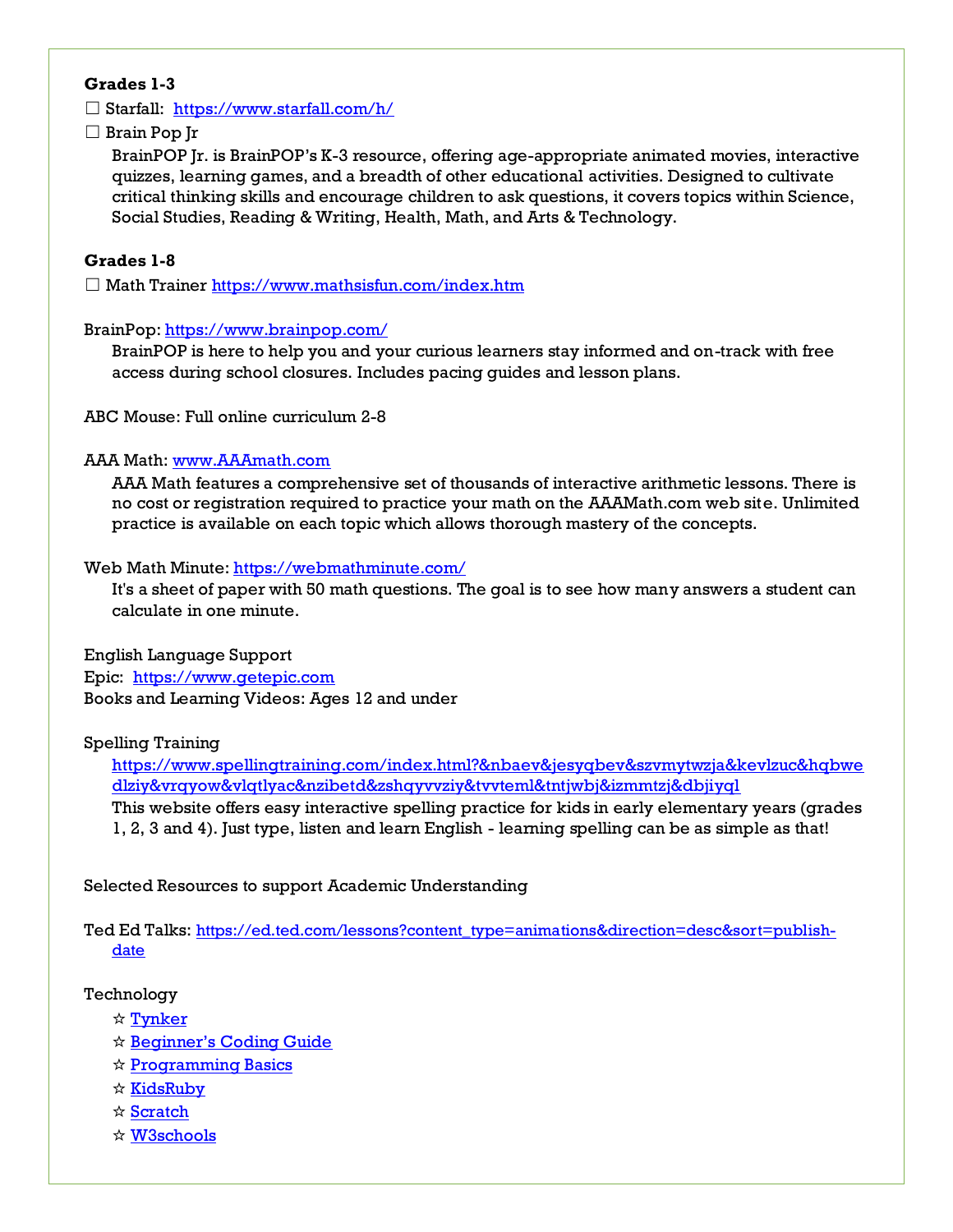**Grades 1-3**

☐ Starfall: https://www.starfall.com/h/

☐ Brain Pop Jr

BrainPOP Jr. is BrainPOP's K-3 resource, offering age-appropriate animated movies, interactive quizzes, learning games, and a breadth of other educational activities. Designed to cultivate critical thinking skills and encourage children to ask questions, it covers topics within Science, Social Studies, Reading & Writing, Health, Math, and Arts & Technology.

**Grades 1-8**

☐ Math Trainer https://www.mathsisfun.com/index.htm

BrainPop: https://www.brainpop.com/

BrainPOP is here to help you and your curious learners stay informed and on-track with free access during school closures. Includes pacing guides and lesson plans.

ABC Mouse: Full online curriculum 2-8

AAA Math: www.AAAmath.com

AAA Math features a comprehensive set of thousands of interactive arithmetic lessons. There is no cost or registration required to practice your math on the AAAMath.com web site. Unlimited practice is available on each topic which allows thorough mastery of the concepts.

Web Math Minute: https://webmathminute.com/

It's a sheet of paper with 50 math questions. The goal is to see how many answers a student can calculate in one minute.

English Language Support

Epic: https://www.getepic.com

Books and Learning Videos: Ages 12 and under

Spelling Training

https://www.spellingtraining.com/index.html?&nbaev&jesyqbev&szvmytwzja&kevlzuc&hqbwedlziy&vrqyow&vlqtlyac&nzibetd&zshqyvvziy&tvvteml&tntjwbj&izmmtzj&dbjiyql

This website offers easy interactive spelling practice for kids in early elementary years (grades 1, 2, 3 and 4). Just type, listen and learn English - learning spelling can be as simple as that!

Selected Resources to support Academic Understanding

Ted Ed Talks: https://ed.ted.com/lessons?content_type=animations&direction=desc&sort=publish-date

Technology

- ☆ Tynker
- ☆ Beginner's Coding Guide
- ☆ Programming Basics
- ☆ KidsRuby
- ☆ Scratch
- ☆ W3schools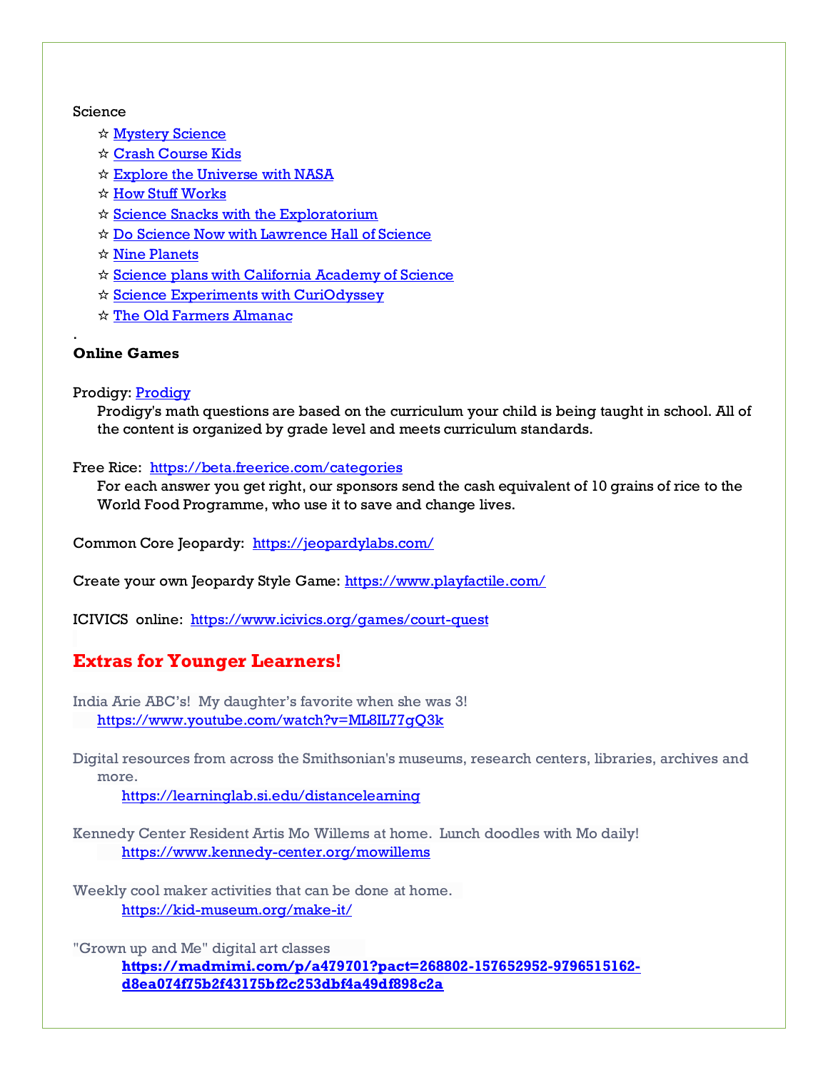Science

- ☆ Mystery Science
- ☆ Crash Course Kids
- ☆ Explore the Universe with NASA
- ☆ How Stuff Works
- ☆ Science Snacks with the Exploratorium
- ☆ Do Science Now with Lawrence Hall of Science
- ☆ Nine Planets
- ☆ Science plans with California Academy of Science
- ☆ Science Experiments with CuriOdyssey
- ☆ The Old Farmers Almanac

.

**Online Games**

Prodigy: Prodigy

Prodigy's math questions are based on the curriculum your child is being taught in school. All of the content is organized by grade level and meets curriculum standards.

Free Rice: https://beta.freerice.com/categories

For each answer you get right, our sponsors send the cash equivalent of 10 grains of rice to the World Food Programme, who use it to save and change lives.

Common Core Jeopardy: https://jeopardylabs.com/

Create your own Jeopardy Style Game: https://www.playfactile.com/

ICIVICS online: https://www.icivics.org/games/court-quest

## Extras for Younger Learners!

India Arie ABC's! My daughter's favorite when she was 3!
https://www.youtube.com/watch?v=ML8IL77gQ3k

Digital resources from across the Smithsonian's museums, research centers, libraries, archives and more.
https://learninglab.si.edu/distancelearning

Kennedy Center Resident Artis Mo Willems at home. Lunch doodles with Mo daily!
https://www.kennedy-center.org/mowillems

Weekly cool maker activities that can be done at home.
https://kid-museum.org/make-it/

"Grown up and Me" digital art classes
**https://madmimi.com/p/a479701?pact=268802-157652952-9796515162-d8ea074f75b2f43175bf2c253dbf4a49df898c2a**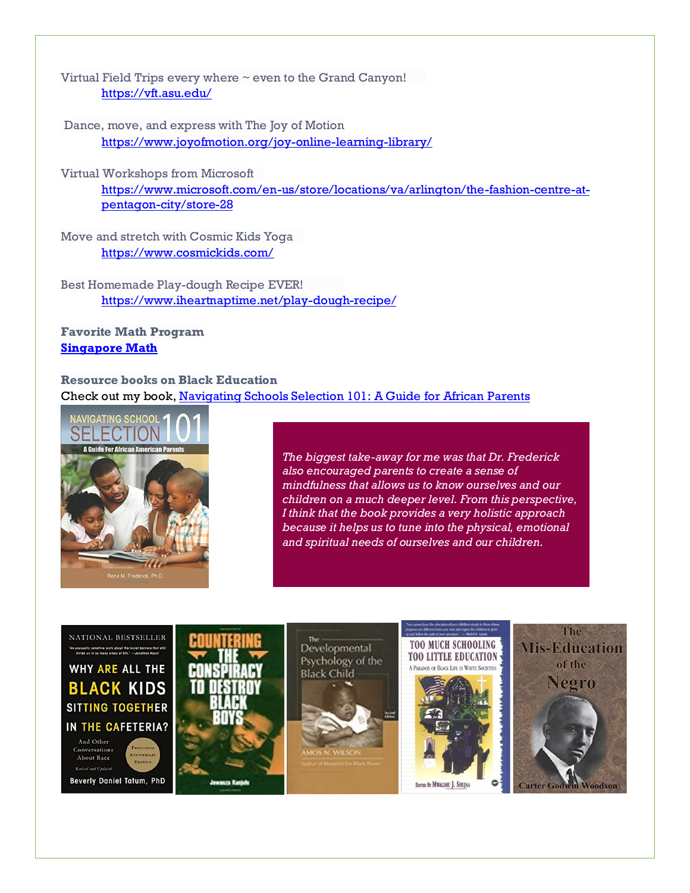Virtual Field Trips every where ~ even to the Grand Canyon!

https://vft.asu.edu/

Dance, move, and express with The Joy of Motion

https://www.joyofmotion.org/joy-online-learning-library/

Virtual Workshops from Microsoft

https://www.microsoft.com/en-us/store/locations/va/arlington/the-fashion-centre-at-pentagon-city/store-28

Move and stretch with Cosmic Kids Yoga

https://www.cosmickids.com/

Best Homemade Play-dough Recipe EVER!

https://www.iheartnaptime.net/play-dough-recipe/

**Favorite Math Program**

**Singapore Math**

**Resource books on Black Education**

Check out my book, Navigating Schools Selection 101: A Guide for African Parents

*The biggest take-away for me was that Dr. Frederick also encouraged parents to create a sense of mindfulness that allows us to know ourselves and our children on a much deeper level. From this perspective, I think that the book provides a very holistic approach because it helps us to tune into the physical, emotional and spiritual needs of ourselves and our children.*